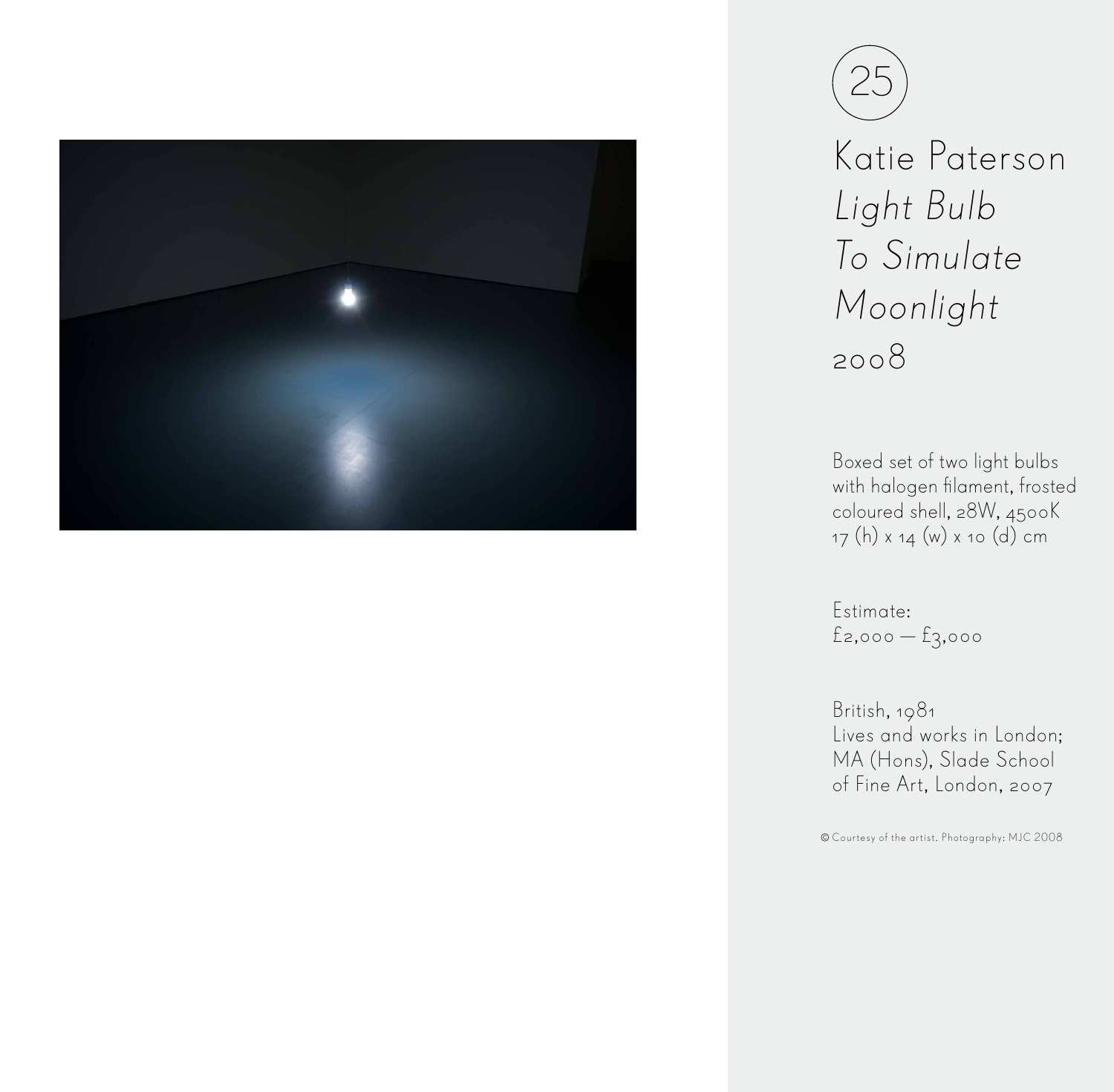25

# Katie Paterson

## *Light Bulb To Simulate Moonlight*

2008

Boxed set of two light bulbs with halogen filament, frosted coloured shell, 28W, 4500K
17 (h) x 14 (w) x 10 (d) cm

Estimate:
£2,000 — £3,000

British, 1981
Lives and works in London;
MA (Hons), Slade School of Fine Art, London, 2007

© Courtesy of the artist. Photography: MJC 2008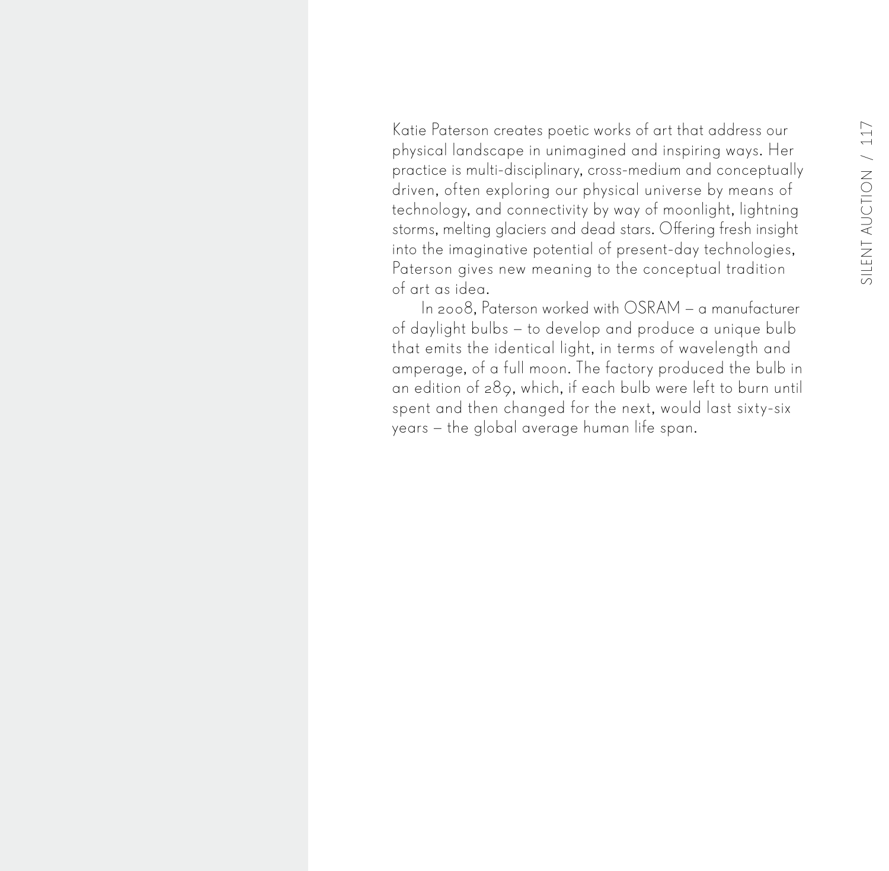Katie Paterson creates poetic works of art that address our physical landscape in unimagined and inspiring ways. Her practice is multi-disciplinary, cross-medium and conceptually driven, often exploring our physical universe by means of technology, and connectivity by way of moonlight, lightning storms, melting glaciers and dead stars. Offering fresh insight into the imaginative potential of present-day technologies, Paterson gives new meaning to the conceptual tradition of art as idea.

In 2008, Paterson worked with OSRAM – a manufacturer of daylight bulbs – to develop and produce a unique bulb that emits the identical light, in terms of wavelength and amperage, of a full moon. The factory produced the bulb in an edition of 289, which, if each bulb were left to burn until spent and then changed for the next, would last sixty-six years – the global average human life span.